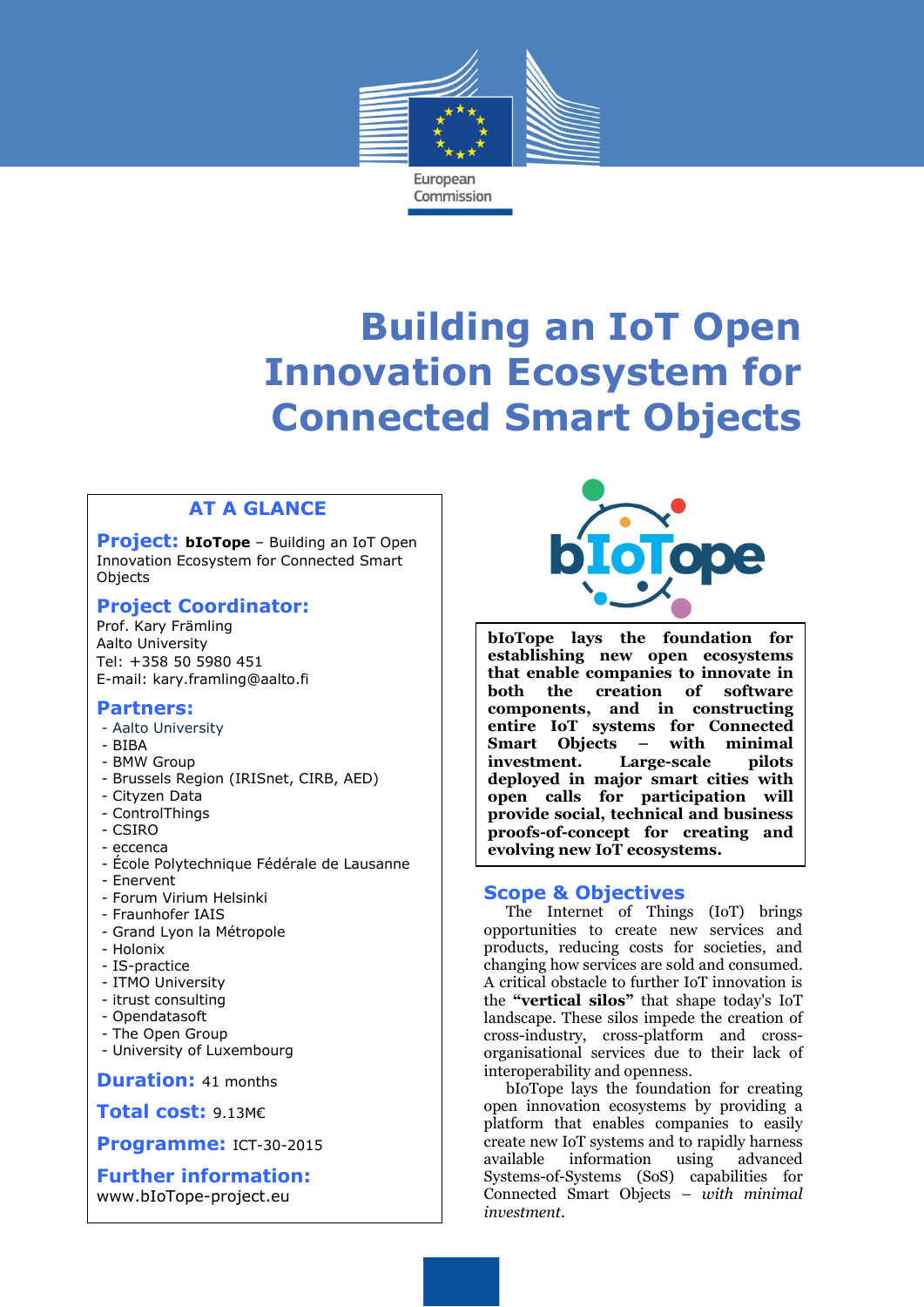European Commission

# Building an IoT Open Innovation Ecosystem for Connected Smart Objects

## AT A GLANCE

**Project:** **bIoTope** – Building an IoT Open Innovation Ecosystem for Connected Smart Objects

**Project Coordinator:**
Prof. Kary Främling
Aalto University
Tel: +358 50 5980 451
E-mail: kary.framling@aalto.fi

**Partners:**
- Aalto University
- BIBA
- BMW Group
- Brussels Region (IRISnet, CIRB, AED)
- Cityzen Data
- ControlThings
- CSIRO
- eccenca
- École Polytechnique Fédérale de Lausanne
- Enervent
- Forum Virium Helsinki
- Fraunhofer IAIS
- Grand Lyon la Métropole
- Holonix
- IS-practice
- ITMO University
- itrust consulting
- Opendatasoft
- The Open Group
- University of Luxembourg

**Duration:** 41 months

**Total cost:** 9.13M€

**Programme:** ICT-30-2015

**Further information:**
www.bIoTope-project.eu

bIoTope

**bIoTope lays the foundation for establishing new open ecosystems that enable companies to innovate in both the creation of software components, and in constructing entire IoT systems for Connected Smart Objects – with minimal investment. Large-scale pilots deployed in major smart cities with open calls for participation will provide social, technical and business proofs-of-concept for creating and evolving new IoT ecosystems.**

## Scope & Objectives

The Internet of Things (IoT) brings opportunities to create new services and products, reducing costs for societies, and changing how services are sold and consumed. A critical obstacle to further IoT innovation is the **"vertical silos"** that shape today's IoT landscape. These silos impede the creation of cross-industry, cross-platform and cross-organisational services due to their lack of interoperability and openness.

bIoTope lays the foundation for creating open innovation ecosystems by providing a platform that enables companies to easily create new IoT systems and to rapidly harness available information using advanced Systems-of-Systems (SoS) capabilities for Connected Smart Objects – *with minimal investment.*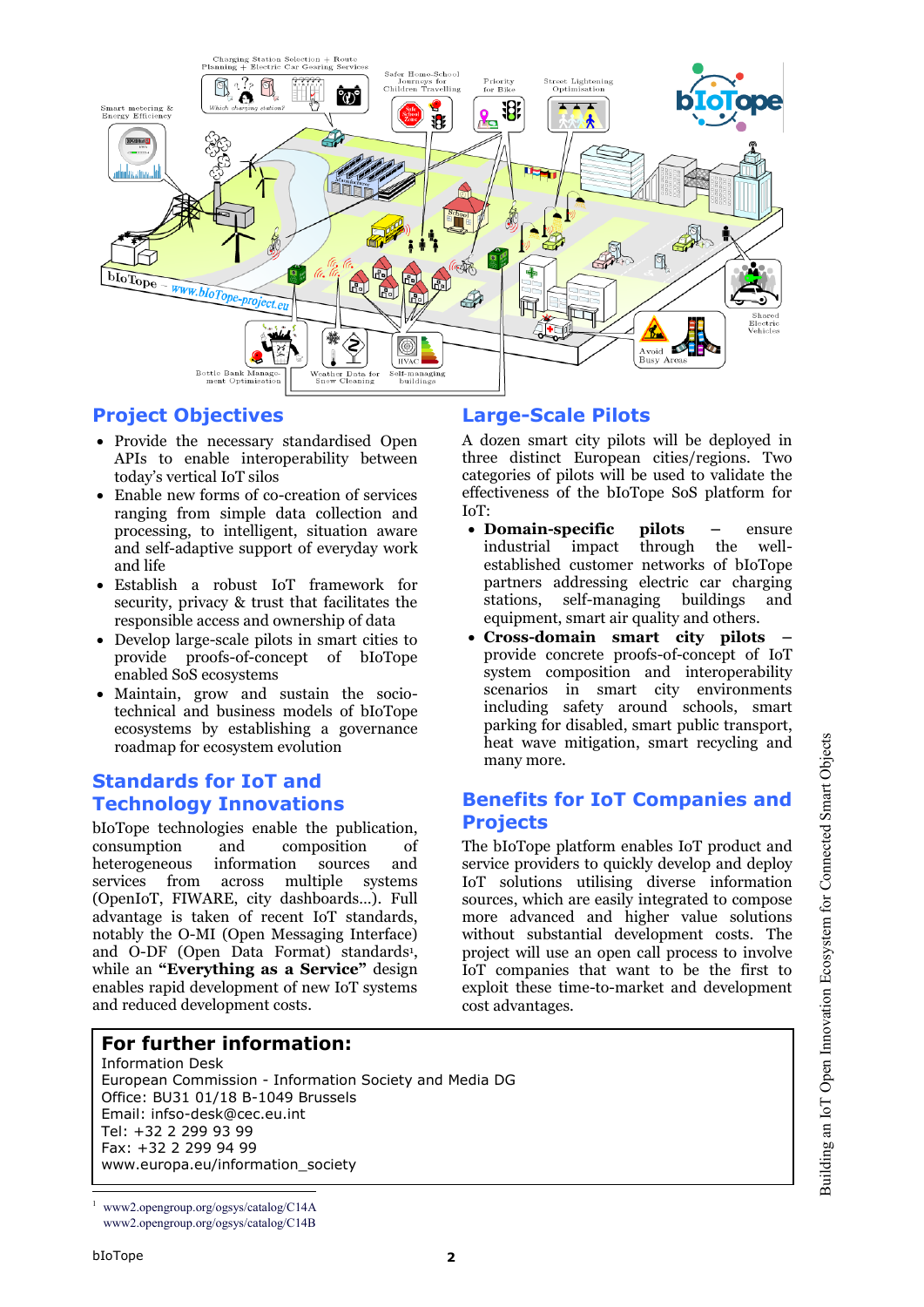## Project Objectives

- Provide the necessary standardised Open APIs to enable interoperability between today's vertical IoT silos
- Enable new forms of co-creation of services ranging from simple data collection and processing, to intelligent, situation aware and self-adaptive support of everyday work and life
- Establish a robust IoT framework for security, privacy & trust that facilitates the responsible access and ownership of data
- Develop large-scale pilots in smart cities to provide proofs-of-concept of bIoTope enabled SoS ecosystems
- Maintain, grow and sustain the socio-technical and business models of bIoTope ecosystems by establishing a governance roadmap for ecosystem evolution

## Standards for IoT and Technology Innovations

bIoTope technologies enable the publication, consumption and composition of heterogeneous information sources and services from across multiple systems (OpenIoT, FIWARE, city dashboards...). Full advantage is taken of recent IoT standards, notably the O-MI (Open Messaging Interface) and O-DF (Open Data Format) standards[1], while an **"Everything as a Service"** design enables rapid development of new IoT systems and reduced development costs.

## Large-Scale Pilots

A dozen smart city pilots will be deployed in three distinct European cities/regions. Two categories of pilots will be used to validate the effectiveness of the bIoTope SoS platform for IoT:

- **Domain-specific pilots** – ensure industrial impact through the well-established customer networks of bIoTope partners addressing electric car charging stations, self-managing buildings and equipment, smart air quality and others.
- **Cross-domain smart city pilots** – provide concrete proofs-of-concept of IoT system composition and interoperability scenarios in smart city environments including safety around schools, smart parking for disabled, smart public transport, heat wave mitigation, smart recycling and many more.

## Benefits for IoT Companies and Projects

The bIoTope platform enables IoT product and service providers to quickly develop and deploy IoT solutions utilising diverse information sources, which are easily integrated to compose more advanced and higher value solutions without substantial development costs. The project will use an open call process to involve IoT companies that want to be the first to exploit these time-to-market and development cost advantages.

**For further information:**
Information Desk
European Commission - Information Society and Media DG
Office: BU31 01/18 B-1049 Brussels
Email: infso-desk@cec.eu.int
Tel: +32 2 299 93 99
Fax: +32 2 299 94 99
www.europa.eu/information_society

[1] www2.opengroup.org/ogsys/catalog/C14A
www2.opengroup.org/ogsys/catalog/C14B